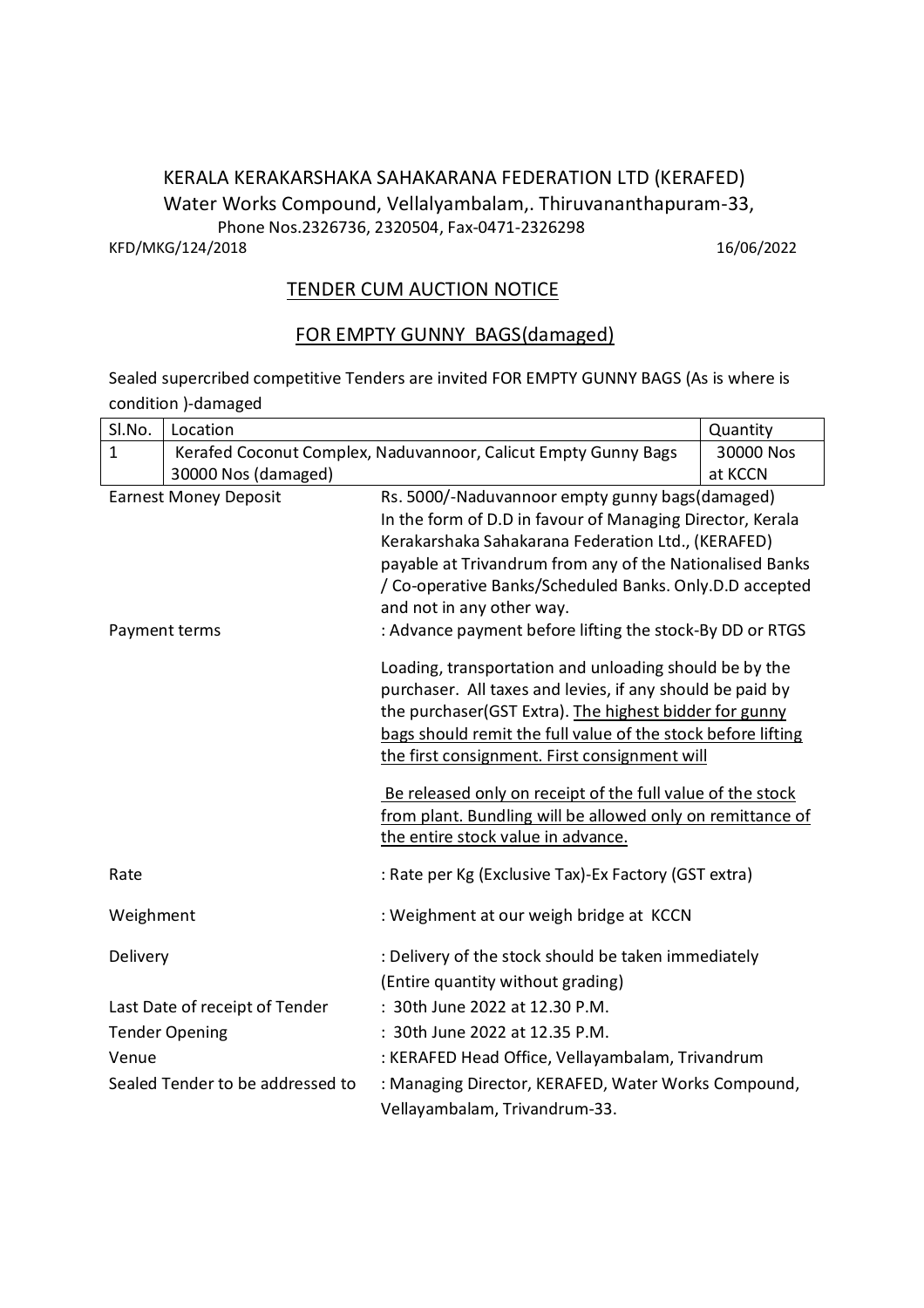# KERALA KERAKARSHAKA SAHAKARANA FEDERATION LTD (KERAFED)

Water Works Compound, Vellalyambalam,. Thiruvananthapuram-33,

Phone Nos.2326736, 2320504, Fax-0471-2326298

KFD/MKG/124/2018 16/06/2022

## TENDER CUM AUCTION NOTICE

## FOR EMPTY GUNNY BAGS(damaged)

Sealed supercribed competitive Tenders are invited FOR EMPTY GUNNY BAGS (As is where is condition )-damaged

| Sl.No. | Location | Quantity |
|---|---|---|
| 1 | Kerafed Coconut Complex, Naduvannoor, Calicut Empty Gunny Bags 30000 Nos (damaged) | 30000 Nos at KCCN |

Earnest Money Deposit — Rs. 5000/-Naduvannoor empty gunny bags(damaged) In the form of D.D in favour of Managing Director, Kerala Kerakarshaka Sahakarana Federation Ltd., (KERAFED) payable at Trivandrum from any of the Nationalised Banks / Co-operative Banks/Scheduled Banks. Only.D.D accepted and not in any other way.

Payment terms : Advance payment before lifting the stock-By DD or RTGS

Loading, transportation and unloading should be by the purchaser. All taxes and levies, if any should be paid by the purchaser(GST Extra). The highest bidder for gunny bags should remit the full value of the stock before lifting the first consignment. First consignment will

Be released only on receipt of the full value of the stock from plant. Bundling will be allowed only on remittance of the entire stock value in advance.

Rate : Rate per Kg (Exclusive Tax)-Ex Factory (GST extra)

Weighment : Weighment at our weigh bridge at KCCN

Delivery : Delivery of the stock should be taken immediately (Entire quantity without grading)

Last Date of receipt of Tender : 30th June 2022 at 12.30 P.M.

Tender Opening : 30th June 2022 at 12.35 P.M.

Venue : KERAFED Head Office, Vellayambalam, Trivandrum

Sealed Tender to be addressed to : Managing Director, KERAFED, Water Works Compound, Vellayambalam, Trivandrum-33.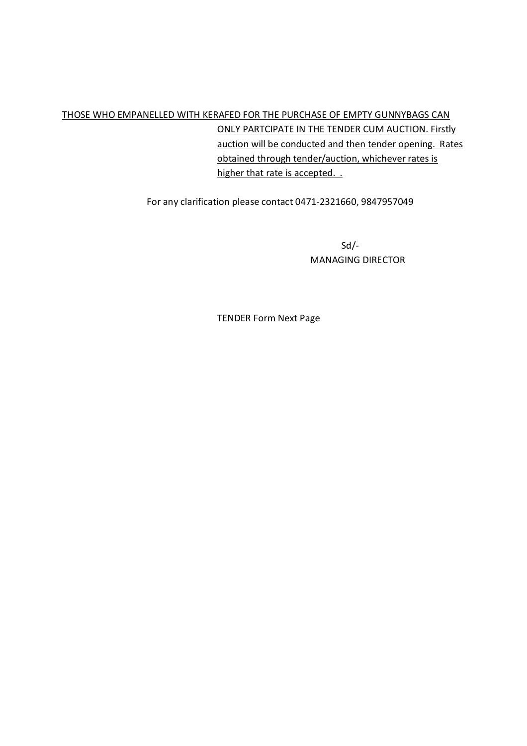THOSE WHO EMPANELLED WITH KERAFED FOR THE PURCHASE OF EMPTY GUNNYBAGS CAN ONLY PARTCIPATE IN THE TENDER CUM AUCTION. Firstly auction will be conducted and then tender opening. Rates obtained through tender/auction, whichever rates is higher that rate is accepted. .

For any clarification please contact 0471-2321660, 9847957049

Sd/-
MANAGING DIRECTOR

TENDER Form Next Page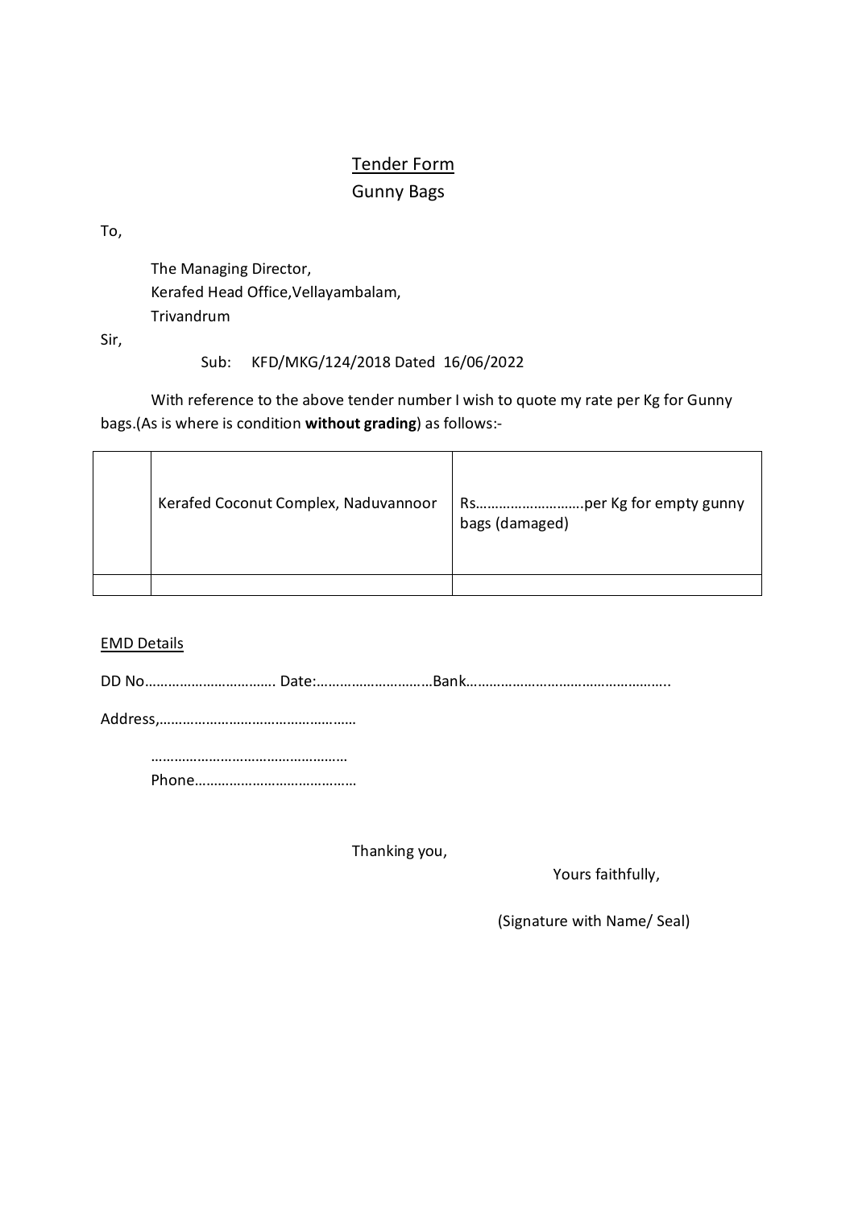# Tender Form

## Gunny Bags

To,

The Managing Director,
Kerafed Head Office,Vellayambalam,
Trivandrum

Sir,

Sub: KFD/MKG/124/2018 Dated 16/06/2022

With reference to the above tender number I wish to quote my rate per Kg for Gunny bags.(As is where is condition **without grading**) as follows:-

| | | |
|---|---|---|
| | Kerafed Coconut Complex, Naduvannoor | Rs……………………….per Kg for empty gunny bags (damaged) |
| | | |

EMD Details

DD No……………………………. Date:…………………………Bank……………………………………………..

Address,……………………………………………

……………………………………………
Phone……………………………………

Thanking you,

Yours faithfully,

(Signature with Name/ Seal)